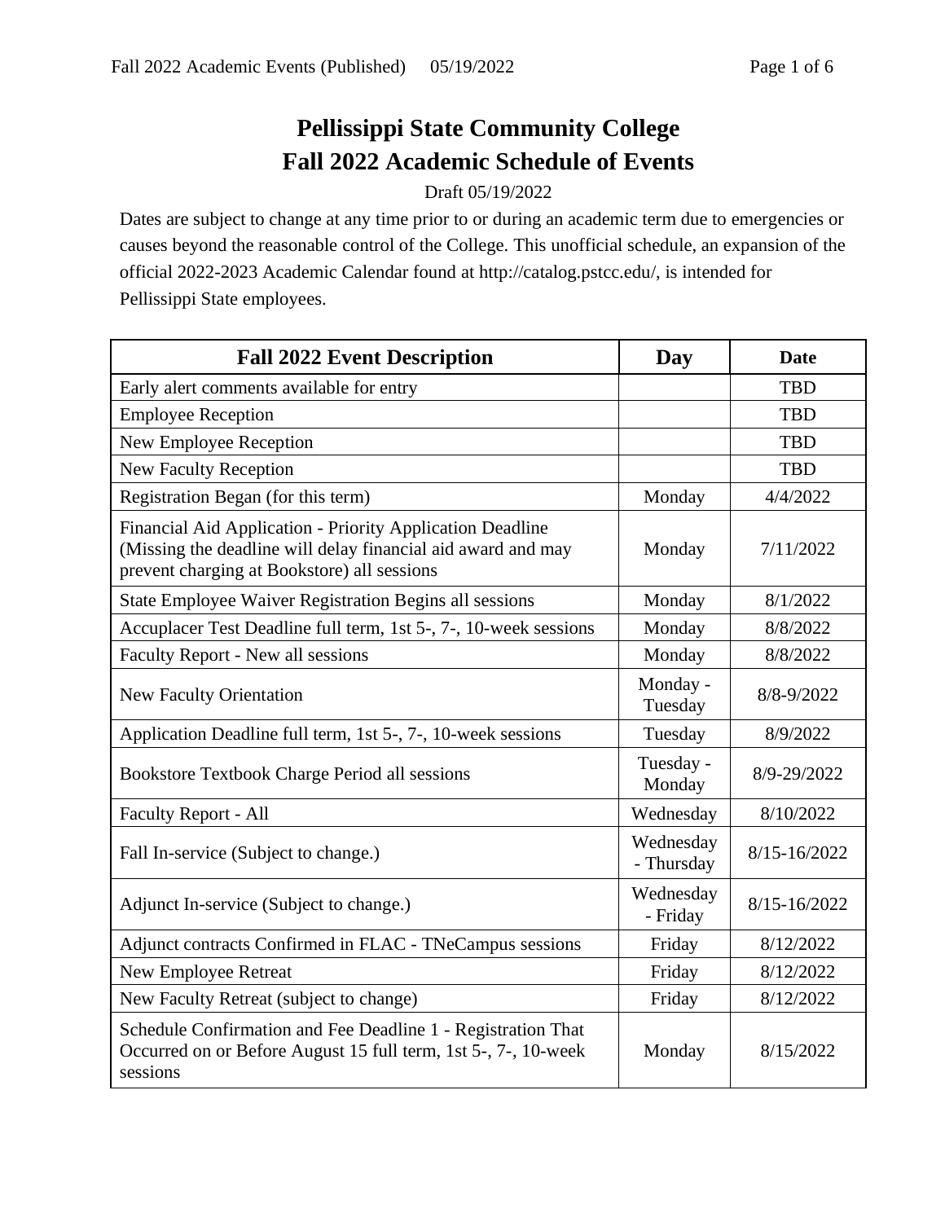# Pellissippi State Community College
# Fall 2022 Academic Schedule of Events

Draft 05/19/2022

Dates are subject to change at any time prior to or during an academic term due to emergencies or causes beyond the reasonable control of the College. This unofficial schedule, an expansion of the official 2022-2023 Academic Calendar found at http://catalog.pstcc.edu/, is intended for Pellissippi State employees.

| Fall 2022 Event Description | Day | Date |
|---|---|---|
| Early alert comments available for entry | | TBD |
| Employee Reception | | TBD |
| New Employee Reception | | TBD |
| New Faculty Reception | | TBD |
| Registration Began (for this term) | Monday | 4/4/2022 |
| Financial Aid Application - Priority Application Deadline (Missing the deadline will delay financial aid award and may prevent charging at Bookstore) all sessions | Monday | 7/11/2022 |
| State Employee Waiver Registration Begins all sessions | Monday | 8/1/2022 |
| Accuplacer Test Deadline full term, 1st 5-, 7-, 10-week sessions | Monday | 8/8/2022 |
| Faculty Report - New all sessions | Monday | 8/8/2022 |
| New Faculty Orientation | Monday - Tuesday | 8/8-9/2022 |
| Application Deadline full term, 1st 5-, 7-, 10-week sessions | Tuesday | 8/9/2022 |
| Bookstore Textbook Charge Period all sessions | Tuesday - Monday | 8/9-29/2022 |
| Faculty Report - All | Wednesday | 8/10/2022 |
| Fall In-service (Subject to change.) | Wednesday - Thursday | 8/15-16/2022 |
| Adjunct In-service (Subject to change.) | Wednesday - Friday | 8/15-16/2022 |
| Adjunct contracts Confirmed in FLAC - TNeCampus sessions | Friday | 8/12/2022 |
| New Employee Retreat | Friday | 8/12/2022 |
| New Faculty Retreat (subject to change) | Friday | 8/12/2022 |
| Schedule Confirmation and Fee Deadline 1 - Registration That Occurred on or Before August 15 full term, 1st 5-, 7-, 10-week sessions | Monday | 8/15/2022 |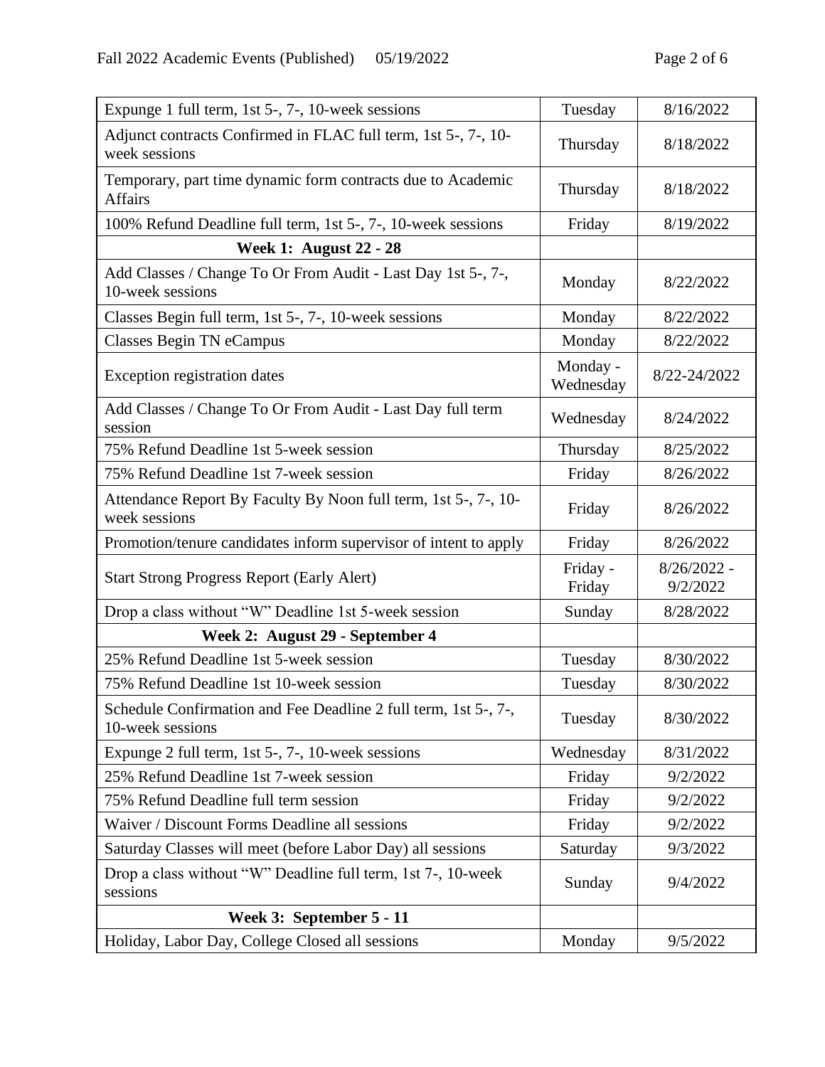| | | |
|---|---|---|
| Expunge 1 full term, 1st 5-, 7-, 10-week sessions | Tuesday | 8/16/2022 |
| Adjunct contracts Confirmed in FLAC full term, 1st 5-, 7-, 10-week sessions | Thursday | 8/18/2022 |
| Temporary, part time dynamic form contracts due to Academic Affairs | Thursday | 8/18/2022 |
| 100% Refund Deadline full term, 1st 5-, 7-, 10-week sessions | Friday | 8/19/2022 |
| **Week 1: August 22 - 28** | | |
| Add Classes / Change To Or From Audit - Last Day 1st 5-, 7-, 10-week sessions | Monday | 8/22/2022 |
| Classes Begin full term, 1st 5-, 7-, 10-week sessions | Monday | 8/22/2022 |
| Classes Begin TN eCampus | Monday | 8/22/2022 |
| Exception registration dates | Monday - Wednesday | 8/22-24/2022 |
| Add Classes / Change To Or From Audit - Last Day full term session | Wednesday | 8/24/2022 |
| 75% Refund Deadline 1st 5-week session | Thursday | 8/25/2022 |
| 75% Refund Deadline 1st 7-week session | Friday | 8/26/2022 |
| Attendance Report By Faculty By Noon full term, 1st 5-, 7-, 10-week sessions | Friday | 8/26/2022 |
| Promotion/tenure candidates inform supervisor of intent to apply | Friday | 8/26/2022 |
| Start Strong Progress Report (Early Alert) | Friday - Friday | 8/26/2022 - 9/2/2022 |
| Drop a class without "W" Deadline 1st 5-week session | Sunday | 8/28/2022 |
| **Week 2: August 29 - September 4** | | |
| 25% Refund Deadline 1st 5-week session | Tuesday | 8/30/2022 |
| 75% Refund Deadline 1st 10-week session | Tuesday | 8/30/2022 |
| Schedule Confirmation and Fee Deadline 2 full term, 1st 5-, 7-, 10-week sessions | Tuesday | 8/30/2022 |
| Expunge 2 full term, 1st 5-, 7-, 10-week sessions | Wednesday | 8/31/2022 |
| 25% Refund Deadline 1st 7-week session | Friday | 9/2/2022 |
| 75% Refund Deadline full term session | Friday | 9/2/2022 |
| Waiver / Discount Forms Deadline all sessions | Friday | 9/2/2022 |
| Saturday Classes will meet (before Labor Day) all sessions | Saturday | 9/3/2022 |
| Drop a class without "W" Deadline full term, 1st 7-, 10-week sessions | Sunday | 9/4/2022 |
| **Week 3: September 5 - 11** | | |
| Holiday, Labor Day, College Closed all sessions | Monday | 9/5/2022 |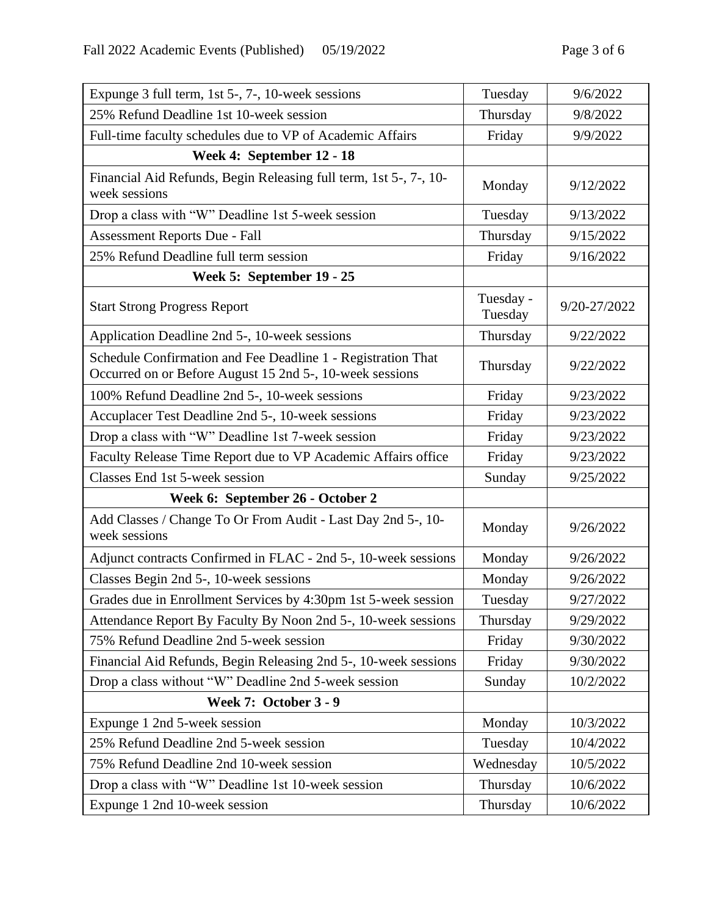| Expunge 3 full term, 1st 5-, 7-, 10-week sessions | Tuesday | 9/6/2022 |
|---|---|---|
| 25% Refund Deadline 1st 10-week session | Thursday | 9/8/2022 |
| Full-time faculty schedules due to VP of Academic Affairs | Friday | 9/9/2022 |
| **Week 4: September 12 - 18** | | |
| Financial Aid Refunds, Begin Releasing full term, 1st 5-, 7-, 10-week sessions | Monday | 9/12/2022 |
| Drop a class with "W" Deadline 1st 5-week session | Tuesday | 9/13/2022 |
| Assessment Reports Due - Fall | Thursday | 9/15/2022 |
| 25% Refund Deadline full term session | Friday | 9/16/2022 |
| **Week 5: September 19 - 25** | | |
| Start Strong Progress Report | Tuesday - Tuesday | 9/20-27/2022 |
| Application Deadline 2nd 5-, 10-week sessions | Thursday | 9/22/2022 |
| Schedule Confirmation and Fee Deadline 1 - Registration That Occurred on or Before August 15 2nd 5-, 10-week sessions | Thursday | 9/22/2022 |
| 100% Refund Deadline 2nd 5-, 10-week sessions | Friday | 9/23/2022 |
| Accuplacer Test Deadline 2nd 5-, 10-week sessions | Friday | 9/23/2022 |
| Drop a class with "W" Deadline 1st 7-week session | Friday | 9/23/2022 |
| Faculty Release Time Report due to VP Academic Affairs office | Friday | 9/23/2022 |
| Classes End 1st 5-week session | Sunday | 9/25/2022 |
| **Week 6: September 26 - October 2** | | |
| Add Classes / Change To Or From Audit - Last Day 2nd 5-, 10-week sessions | Monday | 9/26/2022 |
| Adjunct contracts Confirmed in FLAC - 2nd 5-, 10-week sessions | Monday | 9/26/2022 |
| Classes Begin 2nd 5-, 10-week sessions | Monday | 9/26/2022 |
| Grades due in Enrollment Services by 4:30pm 1st 5-week session | Tuesday | 9/27/2022 |
| Attendance Report By Faculty By Noon 2nd 5-, 10-week sessions | Thursday | 9/29/2022 |
| 75% Refund Deadline 2nd 5-week session | Friday | 9/30/2022 |
| Financial Aid Refunds, Begin Releasing 2nd 5-, 10-week sessions | Friday | 9/30/2022 |
| Drop a class without "W" Deadline 2nd 5-week session | Sunday | 10/2/2022 |
| **Week 7: October 3 - 9** | | |
| Expunge 1 2nd 5-week session | Monday | 10/3/2022 |
| 25% Refund Deadline 2nd 5-week session | Tuesday | 10/4/2022 |
| 75% Refund Deadline 2nd 10-week session | Wednesday | 10/5/2022 |
| Drop a class with "W" Deadline 1st 10-week session | Thursday | 10/6/2022 |
| Expunge 1 2nd 10-week session | Thursday | 10/6/2022 |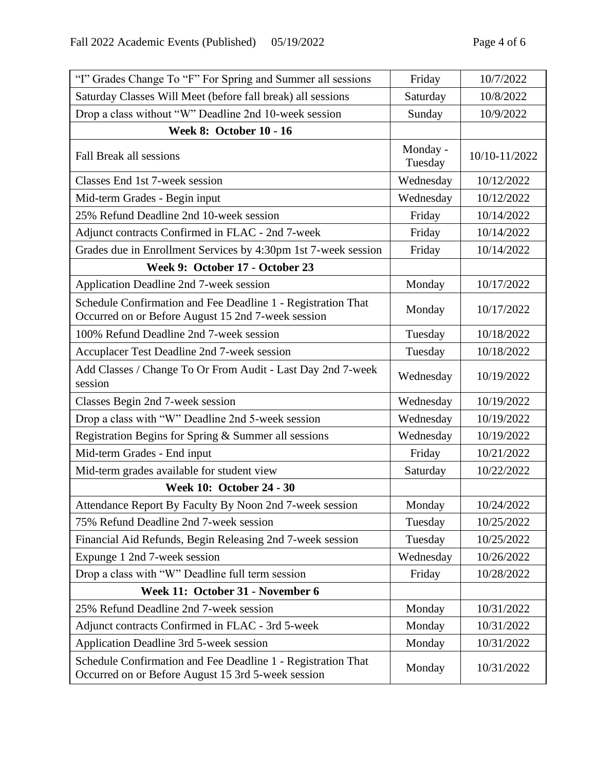| “I” Grades Change To “F” For Spring and Summer all sessions | Friday | 10/7/2022 |
|---|---|---|
| Saturday Classes Will Meet (before fall break) all sessions | Saturday | 10/8/2022 |
| Drop a class without “W” Deadline 2nd 10-week session | Sunday | 10/9/2022 |
| **Week 8: October 10 - 16** | | |
| Fall Break all sessions | Monday - Tuesday | 10/10-11/2022 |
| Classes End 1st 7-week session | Wednesday | 10/12/2022 |
| Mid-term Grades - Begin input | Wednesday | 10/12/2022 |
| 25% Refund Deadline 2nd 10-week session | Friday | 10/14/2022 |
| Adjunct contracts Confirmed in FLAC - 2nd 7-week | Friday | 10/14/2022 |
| Grades due in Enrollment Services by 4:30pm 1st 7-week session | Friday | 10/14/2022 |
| **Week 9: October 17 - October 23** | | |
| Application Deadline 2nd 7-week session | Monday | 10/17/2022 |
| Schedule Confirmation and Fee Deadline 1 - Registration That Occurred on or Before August 15 2nd 7-week session | Monday | 10/17/2022 |
| 100% Refund Deadline 2nd 7-week session | Tuesday | 10/18/2022 |
| Accuplacer Test Deadline 2nd 7-week session | Tuesday | 10/18/2022 |
| Add Classes / Change To Or From Audit - Last Day 2nd 7-week session | Wednesday | 10/19/2022 |
| Classes Begin 2nd 7-week session | Wednesday | 10/19/2022 |
| Drop a class with “W” Deadline 2nd 5-week session | Wednesday | 10/19/2022 |
| Registration Begins for Spring & Summer all sessions | Wednesday | 10/19/2022 |
| Mid-term Grades - End input | Friday | 10/21/2022 |
| Mid-term grades available for student view | Saturday | 10/22/2022 |
| **Week 10: October 24 - 30** | | |
| Attendance Report By Faculty By Noon 2nd 7-week session | Monday | 10/24/2022 |
| 75% Refund Deadline 2nd 7-week session | Tuesday | 10/25/2022 |
| Financial Aid Refunds, Begin Releasing 2nd 7-week session | Tuesday | 10/25/2022 |
| Expunge 1 2nd 7-week session | Wednesday | 10/26/2022 |
| Drop a class with “W” Deadline full term session | Friday | 10/28/2022 |
| **Week 11: October 31 - November 6** | | |
| 25% Refund Deadline 2nd 7-week session | Monday | 10/31/2022 |
| Adjunct contracts Confirmed in FLAC - 3rd 5-week | Monday | 10/31/2022 |
| Application Deadline 3rd 5-week session | Monday | 10/31/2022 |
| Schedule Confirmation and Fee Deadline 1 - Registration That Occurred on or Before August 15 3rd 5-week session | Monday | 10/31/2022 |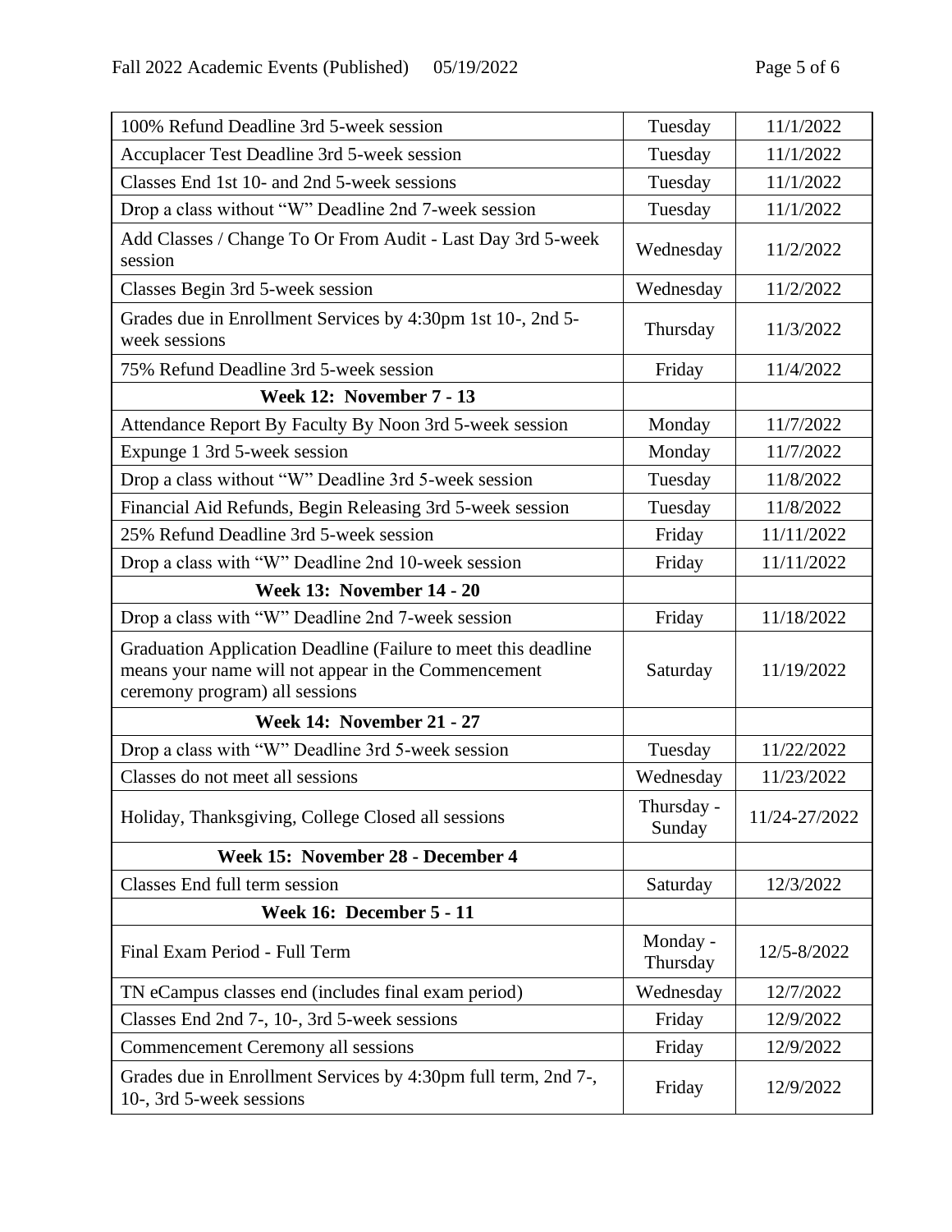| | | |
|---|---|---|
| 100% Refund Deadline 3rd 5-week session | Tuesday | 11/1/2022 |
| Accuplacer Test Deadline 3rd 5-week session | Tuesday | 11/1/2022 |
| Classes End 1st 10- and 2nd 5-week sessions | Tuesday | 11/1/2022 |
| Drop a class without "W" Deadline 2nd 7-week session | Tuesday | 11/1/2022 |
| Add Classes / Change To Or From Audit - Last Day 3rd 5-week session | Wednesday | 11/2/2022 |
| Classes Begin 3rd 5-week session | Wednesday | 11/2/2022 |
| Grades due in Enrollment Services by 4:30pm 1st 10-, 2nd 5-week sessions | Thursday | 11/3/2022 |
| 75% Refund Deadline 3rd 5-week session | Friday | 11/4/2022 |
| **Week 12: November 7 - 13** | | |
| Attendance Report By Faculty By Noon 3rd 5-week session | Monday | 11/7/2022 |
| Expunge 1 3rd 5-week session | Monday | 11/7/2022 |
| Drop a class without "W" Deadline 3rd 5-week session | Tuesday | 11/8/2022 |
| Financial Aid Refunds, Begin Releasing 3rd 5-week session | Tuesday | 11/8/2022 |
| 25% Refund Deadline 3rd 5-week session | Friday | 11/11/2022 |
| Drop a class with "W" Deadline 2nd 10-week session | Friday | 11/11/2022 |
| **Week 13: November 14 - 20** | | |
| Drop a class with "W" Deadline 2nd 7-week session | Friday | 11/18/2022 |
| Graduation Application Deadline (Failure to meet this deadline means your name will not appear in the Commencement ceremony program) all sessions | Saturday | 11/19/2022 |
| **Week 14: November 21 - 27** | | |
| Drop a class with "W" Deadline 3rd 5-week session | Tuesday | 11/22/2022 |
| Classes do not meet all sessions | Wednesday | 11/23/2022 |
| Holiday, Thanksgiving, College Closed all sessions | Thursday - Sunday | 11/24-27/2022 |
| **Week 15: November 28 - December 4** | | |
| Classes End full term session | Saturday | 12/3/2022 |
| **Week 16: December 5 - 11** | | |
| Final Exam Period - Full Term | Monday - Thursday | 12/5-8/2022 |
| TN eCampus classes end (includes final exam period) | Wednesday | 12/7/2022 |
| Classes End 2nd 7-, 10-, 3rd 5-week sessions | Friday | 12/9/2022 |
| Commencement Ceremony all sessions | Friday | 12/9/2022 |
| Grades due in Enrollment Services by 4:30pm full term, 2nd 7-, 10-, 3rd 5-week sessions | Friday | 12/9/2022 |